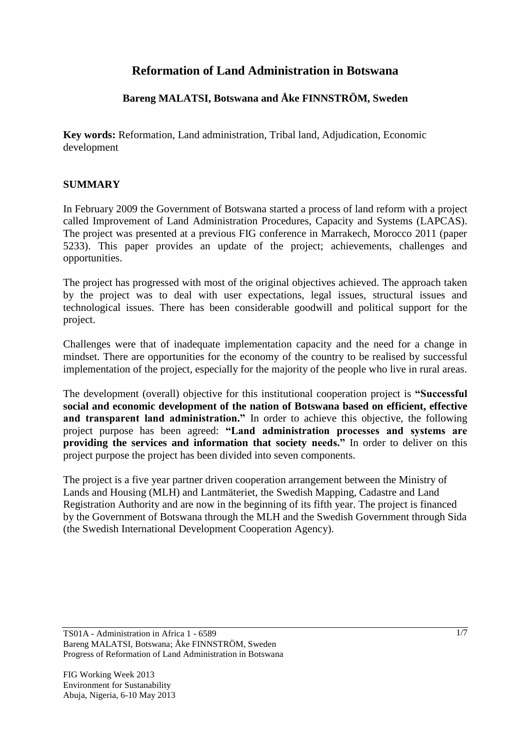# Reformation of Land Administration in Botswana

**Bareng MALATSI, Botswana and Åke FINNSTRÖM, Sweden**

**Key words:** Reformation, Land administration, Tribal land, Adjudication, Economic development

## SUMMARY

In February 2009 the Government of Botswana started a process of land reform with a project called Improvement of Land Administration Procedures, Capacity and Systems (LAPCAS). The project was presented at a previous FIG conference in Marrakech, Morocco 2011 (paper 5233). This paper provides an update of the project; achievements, challenges and opportunities.

The project has progressed with most of the original objectives achieved. The approach taken by the project was to deal with user expectations, legal issues, structural issues and technological issues. There has been considerable goodwill and political support for the project.

Challenges were that of inadequate implementation capacity and the need for a change in mindset. There are opportunities for the economy of the country to be realised by successful implementation of the project, especially for the majority of the people who live in rural areas.

The development (overall) objective for this institutional cooperation project is **"Successful social and economic development of the nation of Botswana based on efficient, effective and transparent land administration."** In order to achieve this objective, the following project purpose has been agreed: **"Land administration processes and systems are providing the services and information that society needs."** In order to deliver on this project purpose the project has been divided into seven components.

The project is a five year partner driven cooperation arrangement between the Ministry of Lands and Housing (MLH) and Lantmäteriet, the Swedish Mapping, Cadastre and Land Registration Authority and are now in the beginning of its fifth year. The project is financed by the Government of Botswana through the MLH and the Swedish Government through Sida (the Swedish International Development Cooperation Agency).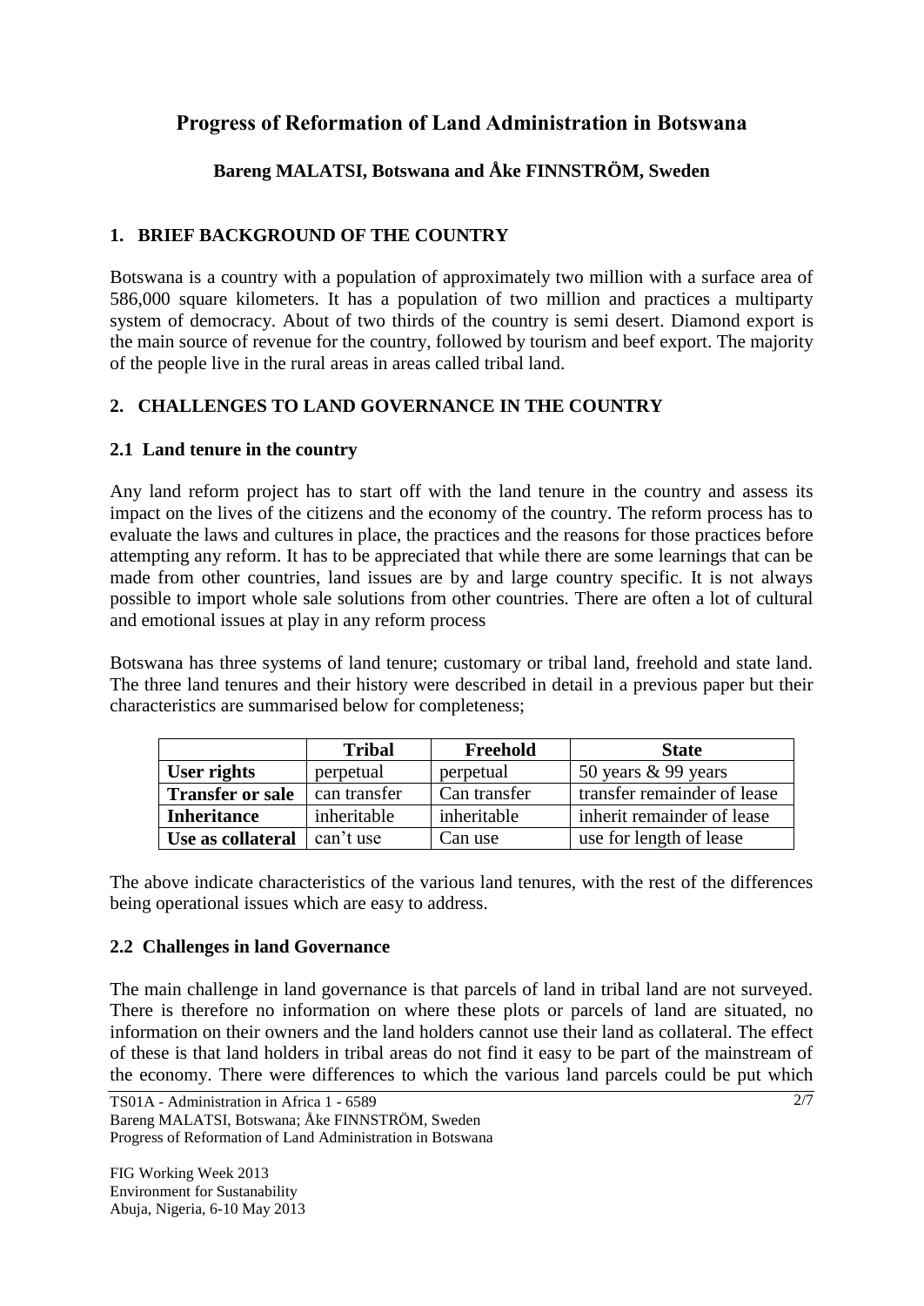# Progress of Reformation of Land Administration in Botswana

**Bareng MALATSI, Botswana and Åke FINNSTRÖM, Sweden**

## 1. BRIEF BACKGROUND OF THE COUNTRY

Botswana is a country with a population of approximately two million with a surface area of 586,000 square kilometers. It has a population of two million and practices a multiparty system of democracy. About of two thirds of the country is semi desert. Diamond export is the main source of revenue for the country, followed by tourism and beef export. The majority of the people live in the rural areas in areas called tribal land.

## 2. CHALLENGES TO LAND GOVERNANCE IN THE COUNTRY

### 2.1 Land tenure in the country

Any land reform project has to start off with the land tenure in the country and assess its impact on the lives of the citizens and the economy of the country. The reform process has to evaluate the laws and cultures in place, the practices and the reasons for those practices before attempting any reform. It has to be appreciated that while there are some learnings that can be made from other countries, land issues are by and large country specific. It is not always possible to import whole sale solutions from other countries. There are often a lot of cultural and emotional issues at play in any reform process

Botswana has three systems of land tenure; customary or tribal land, freehold and state land. The three land tenures and their history were described in detail in a previous paper but their characteristics are summarised below for completeness;

| | Tribal | Freehold | State |
|---|---|---|---|
| **User rights** | perpetual | perpetual | 50 years & 99 years |
| **Transfer or sale** | can transfer | Can transfer | transfer remainder of lease |
| **Inheritance** | inheritable | inheritable | inherit remainder of lease |
| **Use as collateral** | can't use | Can use | use for length of lease |

The above indicate characteristics of the various land tenures, with the rest of the differences being operational issues which are easy to address.

### 2.2 Challenges in land Governance

The main challenge in land governance is that parcels of land in tribal land are not surveyed. There is therefore no information on where these plots or parcels of land are situated, no information on their owners and the land holders cannot use their land as collateral. The effect of these is that land holders in tribal areas do not find it easy to be part of the mainstream of the economy. There were differences to which the various land parcels could be put which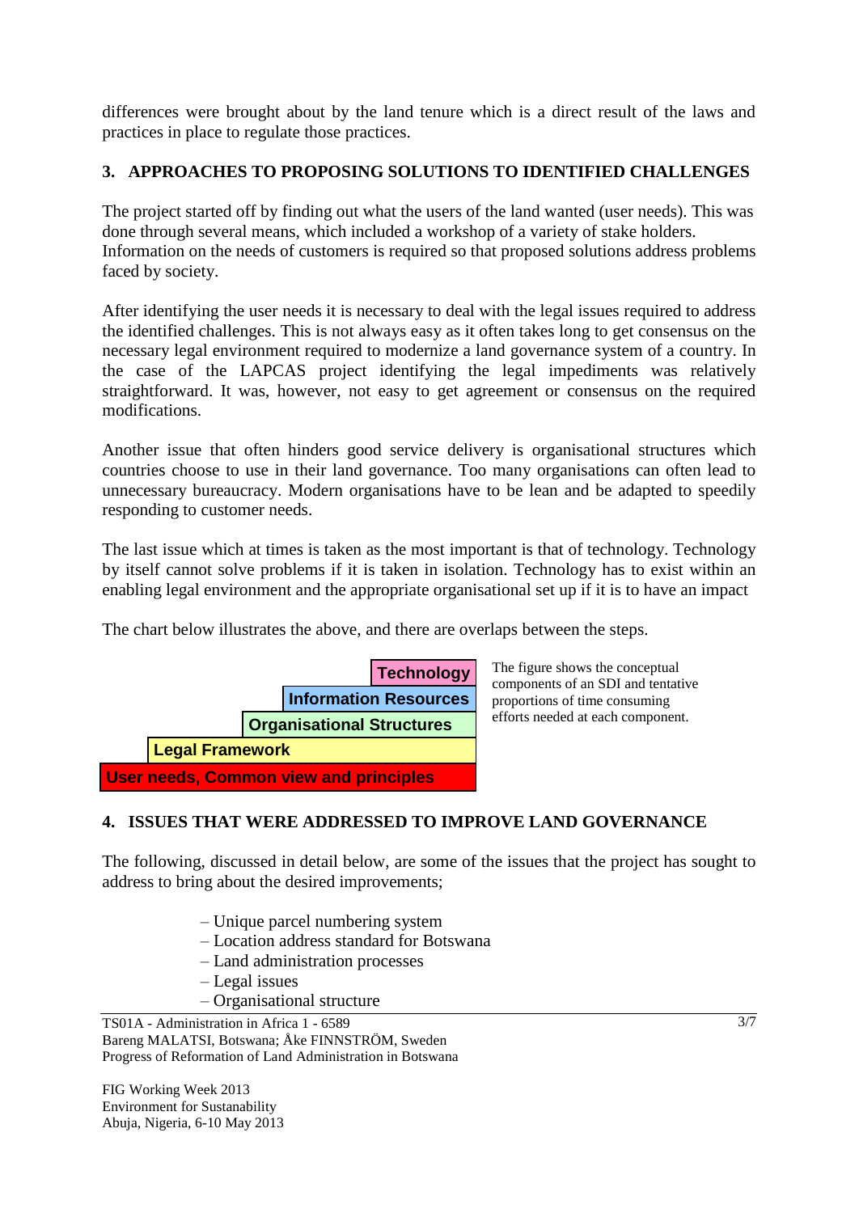differences were brought about by the land tenure which is a direct result of the laws and practices in place to regulate those practices.

## 3. APPROACHES TO PROPOSING SOLUTIONS TO IDENTIFIED CHALLENGES

The project started off by finding out what the users of the land wanted (user needs). This was done through several means, which included a workshop of a variety of stake holders. Information on the needs of customers is required so that proposed solutions address problems faced by society.

After identifying the user needs it is necessary to deal with the legal issues required to address the identified challenges. This is not always easy as it often takes long to get consensus on the necessary legal environment required to modernize a land governance system of a country. In the case of the LAPCAS project identifying the legal impediments was relatively straightforward. It was, however, not easy to get agreement or consensus on the required modifications.

Another issue that often hinders good service delivery is organisational structures which countries choose to use in their land governance. Too many organisations can often lead to unnecessary bureaucracy. Modern organisations have to be lean and be adapted to speedily responding to customer needs.

The last issue which at times is taken as the most important is that of technology. Technology by itself cannot solve problems if it is taken in isolation. Technology has to exist within an enabling legal environment and the appropriate organisational set up if it is to have an impact

The chart below illustrates the above, and there are overlaps between the steps.

**Technology**
**Information Resources**
**Organisational Structures**
**Legal Framework**
**User needs, Common view and principles**

The figure shows the conceptual components of an SDI and tentative proportions of time consuming efforts needed at each component.

## 4. ISSUES THAT WERE ADDRESSED TO IMPROVE LAND GOVERNANCE

The following, discussed in detail below, are some of the issues that the project has sought to address to bring about the desired improvements;

- Unique parcel numbering system
- Location address standard for Botswana
- Land administration processes
- Legal issues
- Organisational structure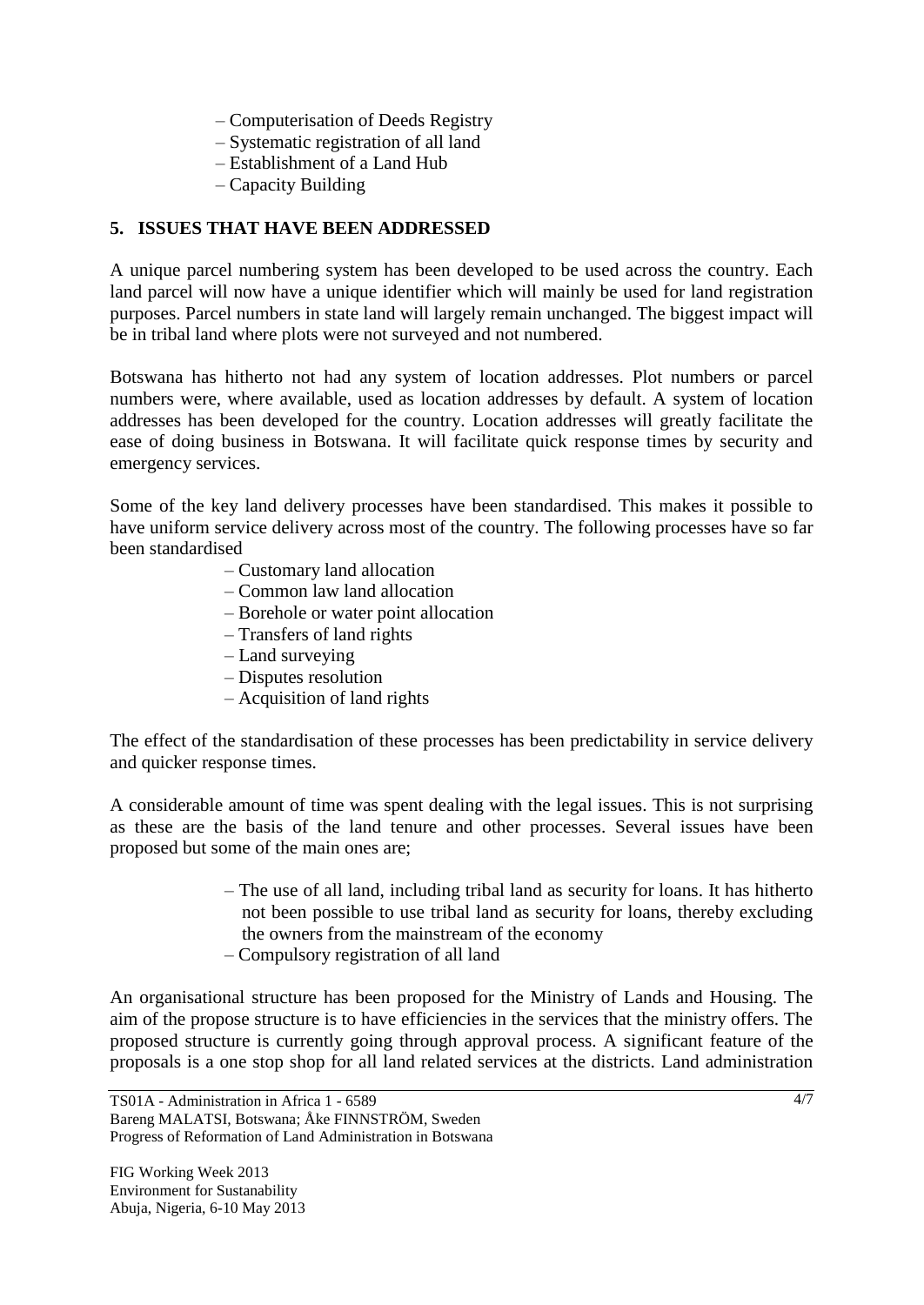– Computerisation of Deeds Registry
– Systematic registration of all land
– Establishment of a Land Hub
– Capacity Building

## 5. ISSUES THAT HAVE BEEN ADDRESSED

A unique parcel numbering system has been developed to be used across the country. Each land parcel will now have a unique identifier which will mainly be used for land registration purposes. Parcel numbers in state land will largely remain unchanged. The biggest impact will be in tribal land where plots were not surveyed and not numbered.

Botswana has hitherto not had any system of location addresses. Plot numbers or parcel numbers were, where available, used as location addresses by default. A system of location addresses has been developed for the country. Location addresses will greatly facilitate the ease of doing business in Botswana. It will facilitate quick response times by security and emergency services.

Some of the key land delivery processes have been standardised. This makes it possible to have uniform service delivery across most of the country. The following processes have so far been standardised

– Customary land allocation
– Common law land allocation
– Borehole or water point allocation
– Transfers of land rights
– Land surveying
– Disputes resolution
– Acquisition of land rights

The effect of the standardisation of these processes has been predictability in service delivery and quicker response times.

A considerable amount of time was spent dealing with the legal issues. This is not surprising as these are the basis of the land tenure and other processes. Several issues have been proposed but some of the main ones are;

– The use of all land, including tribal land as security for loans. It has hitherto not been possible to use tribal land as security for loans, thereby excluding the owners from the mainstream of the economy
– Compulsory registration of all land

An organisational structure has been proposed for the Ministry of Lands and Housing. The aim of the propose structure is to have efficiencies in the services that the ministry offers. The proposed structure is currently going through approval process. A significant feature of the proposals is a one stop shop for all land related services at the districts. Land administration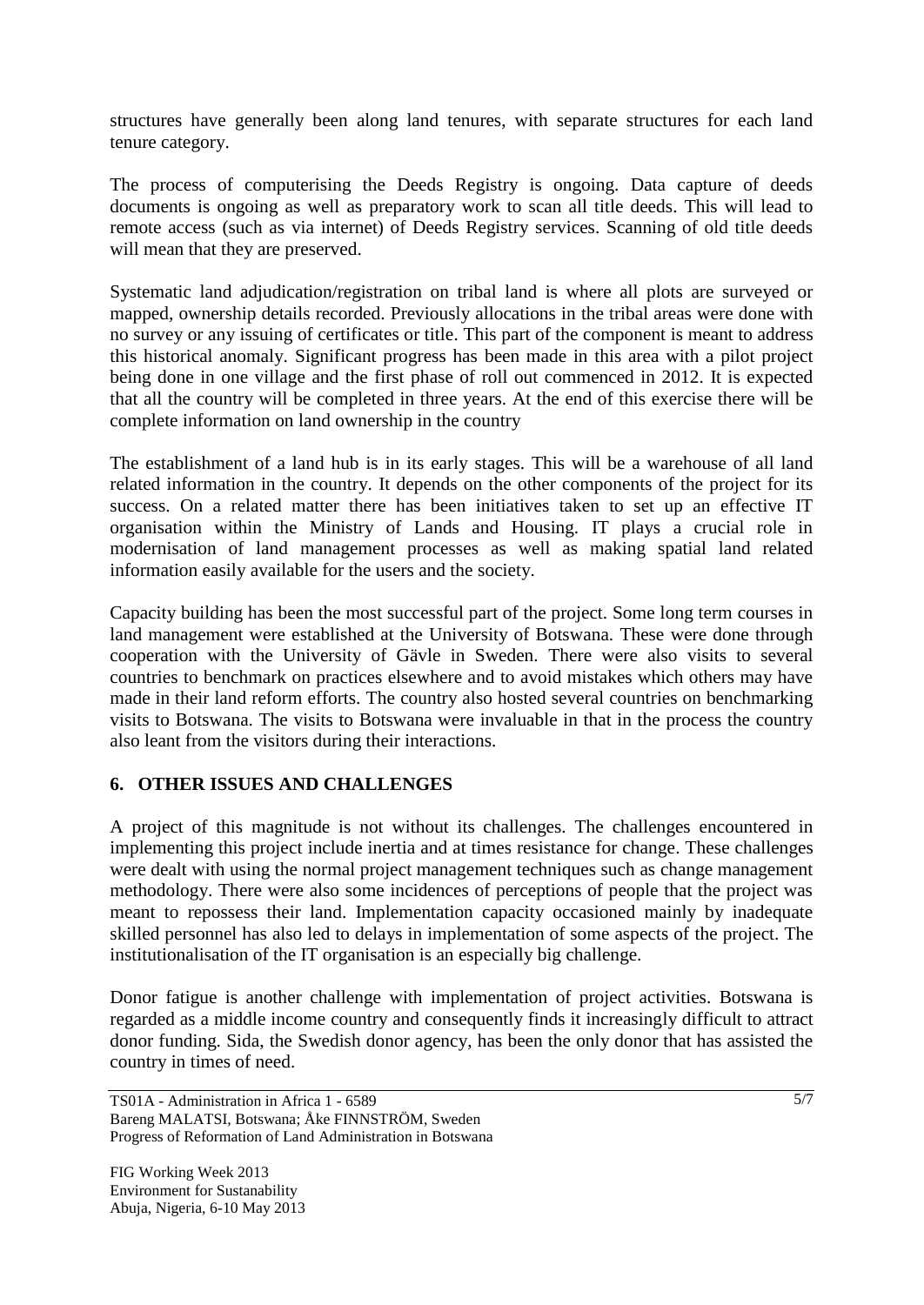structures have generally been along land tenures, with separate structures for each land tenure category.

The process of computerising the Deeds Registry is ongoing. Data capture of deeds documents is ongoing as well as preparatory work to scan all title deeds. This will lead to remote access (such as via internet) of Deeds Registry services. Scanning of old title deeds will mean that they are preserved.

Systematic land adjudication/registration on tribal land is where all plots are surveyed or mapped, ownership details recorded. Previously allocations in the tribal areas were done with no survey or any issuing of certificates or title. This part of the component is meant to address this historical anomaly. Significant progress has been made in this area with a pilot project being done in one village and the first phase of roll out commenced in 2012. It is expected that all the country will be completed in three years. At the end of this exercise there will be complete information on land ownership in the country

The establishment of a land hub is in its early stages. This will be a warehouse of all land related information in the country. It depends on the other components of the project for its success. On a related matter there has been initiatives taken to set up an effective IT organisation within the Ministry of Lands and Housing. IT plays a crucial role in modernisation of land management processes as well as making spatial land related information easily available for the users and the society.

Capacity building has been the most successful part of the project. Some long term courses in land management were established at the University of Botswana. These were done through cooperation with the University of Gävle in Sweden. There were also visits to several countries to benchmark on practices elsewhere and to avoid mistakes which others may have made in their land reform efforts. The country also hosted several countries on benchmarking visits to Botswana. The visits to Botswana were invaluable in that in the process the country also leant from the visitors during their interactions.

## 6. OTHER ISSUES AND CHALLENGES

A project of this magnitude is not without its challenges. The challenges encountered in implementing this project include inertia and at times resistance for change. These challenges were dealt with using the normal project management techniques such as change management methodology. There were also some incidences of perceptions of people that the project was meant to repossess their land. Implementation capacity occasioned mainly by inadequate skilled personnel has also led to delays in implementation of some aspects of the project. The institutionalisation of the IT organisation is an especially big challenge.

Donor fatigue is another challenge with implementation of project activities. Botswana is regarded as a middle income country and consequently finds it increasingly difficult to attract donor funding. Sida, the Swedish donor agency, has been the only donor that has assisted the country in times of need.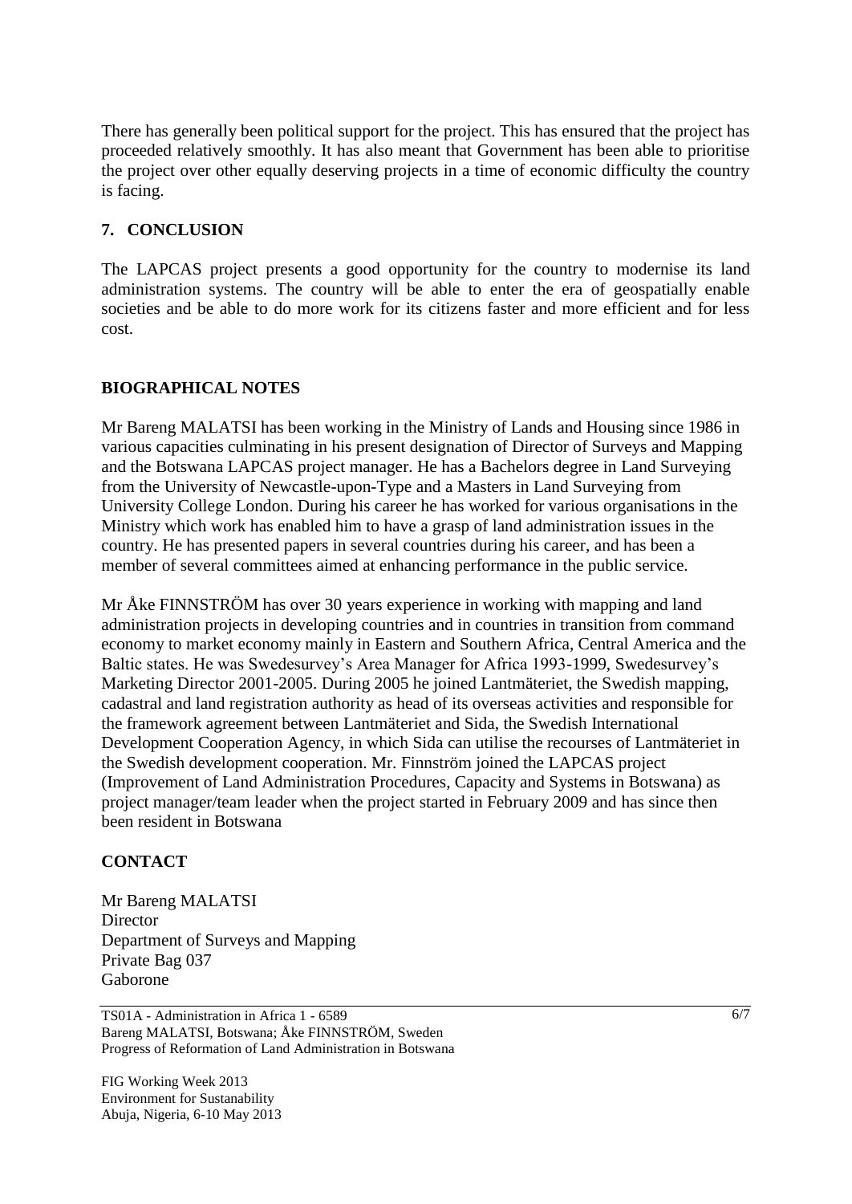There has generally been political support for the project. This has ensured that the project has proceeded relatively smoothly. It has also meant that Government has been able to prioritise the project over other equally deserving projects in a time of economic difficulty the country is facing.

## 7. CONCLUSION

The LAPCAS project presents a good opportunity for the country to modernise its land administration systems. The country will be able to enter the era of geospatially enable societies and be able to do more work for its citizens faster and more efficient and for less cost.

## BIOGRAPHICAL NOTES

Mr Bareng MALATSI has been working in the Ministry of Lands and Housing since 1986 in various capacities culminating in his present designation of Director of Surveys and Mapping and the Botswana LAPCAS project manager. He has a Bachelors degree in Land Surveying from the University of Newcastle-upon-Type and a Masters in Land Surveying from University College London. During his career he has worked for various organisations in the Ministry which work has enabled him to have a grasp of land administration issues in the country. He has presented papers in several countries during his career, and has been a member of several committees aimed at enhancing performance in the public service.

Mr Åke FINNSTRÖM has over 30 years experience in working with mapping and land administration projects in developing countries and in countries in transition from command economy to market economy mainly in Eastern and Southern Africa, Central America and the Baltic states. He was Swedesurvey's Area Manager for Africa 1993-1999, Swedesurvey's Marketing Director 2001-2005. During 2005 he joined Lantmäteriet, the Swedish mapping, cadastral and land registration authority as head of its overseas activities and responsible for the framework agreement between Lantmäteriet and Sida, the Swedish International Development Cooperation Agency, in which Sida can utilise the recourses of Lantmäteriet in the Swedish development cooperation. Mr. Finnström joined the LAPCAS project (Improvement of Land Administration Procedures, Capacity and Systems in Botswana) as project manager/team leader when the project started in February 2009 and has since then been resident in Botswana

## CONTACT

Mr Bareng MALATSI
Director
Department of Surveys and Mapping
Private Bag 037
Gaborone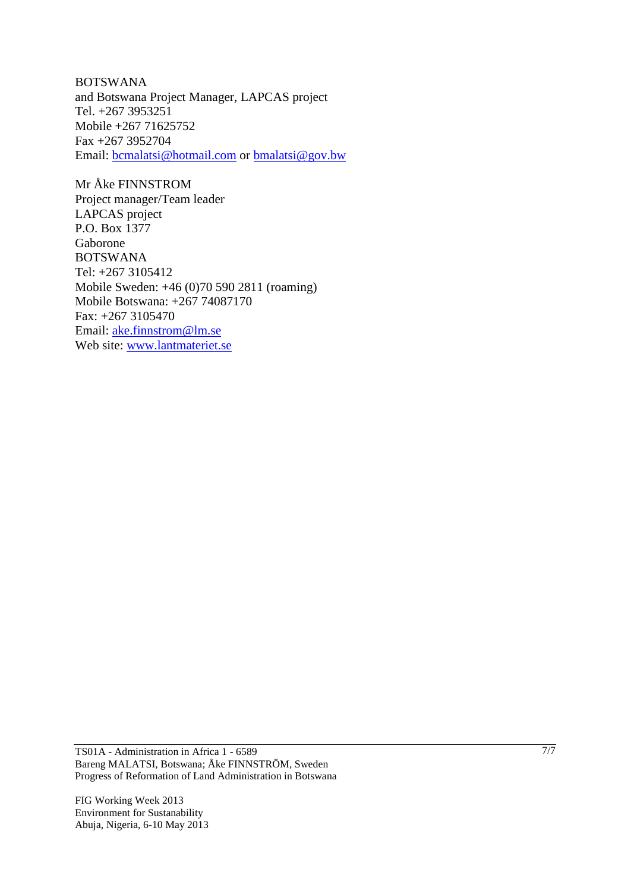BOTSWANA
and Botswana Project Manager, LAPCAS project
Tel. +267 3953251
Mobile +267 71625752
Fax +267 3952704
Email: bcmalatsi@hotmail.com or bmalatsi@gov.bw

Mr Åke FINNSTROM
Project manager/Team leader
LAPCAS project
P.O. Box 1377
Gaborone
BOTSWANA
Tel: +267 3105412
Mobile Sweden: +46 (0)70 590 2811 (roaming)
Mobile Botswana: +267 74087170
Fax: +267 3105470
Email: ake.finnstrom@lm.se
Web site: www.lantmateriet.se